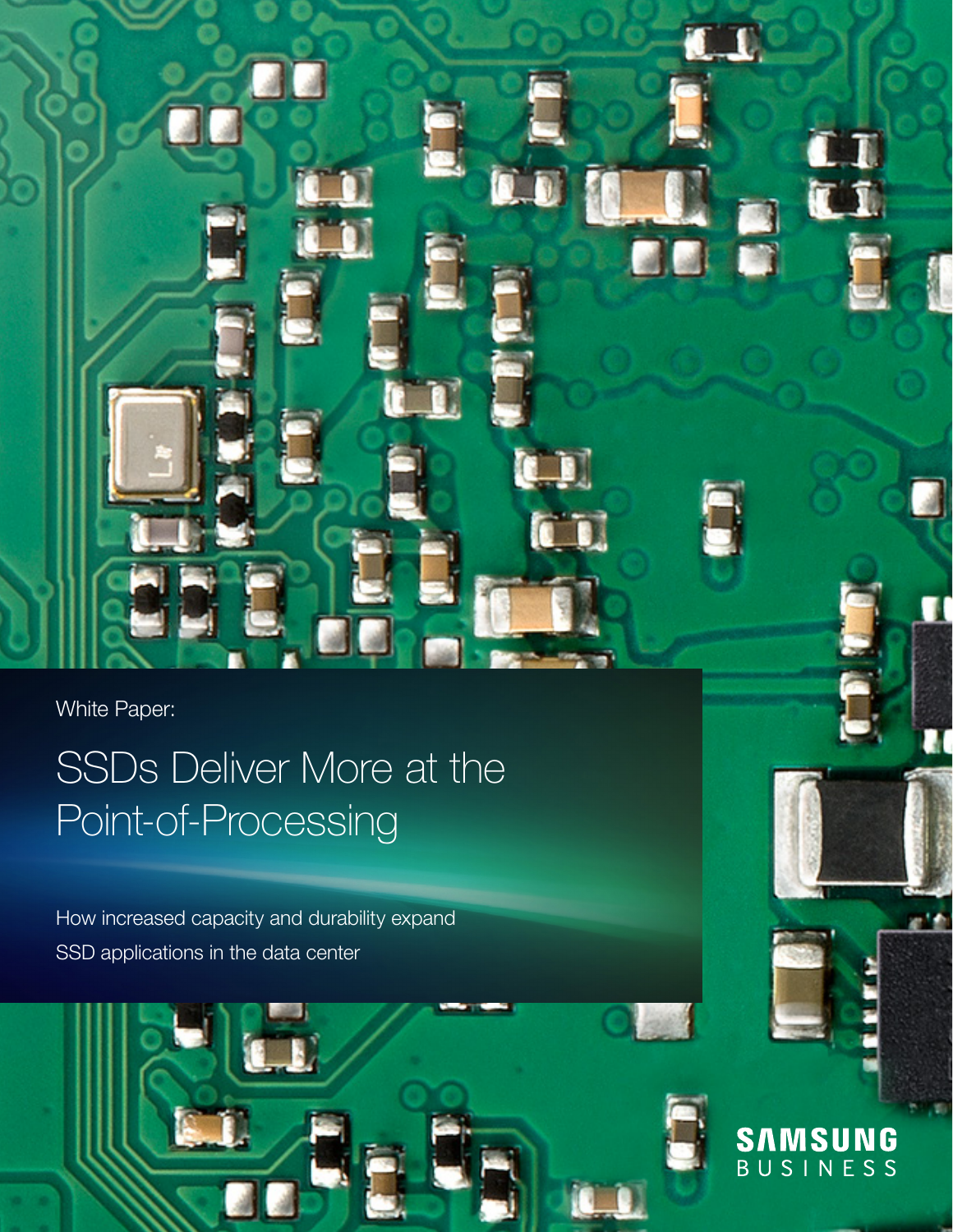White Paper:

# SSDs Deliver More at the Point-of-Processing

How increased capacity and durability expand SSD applications in the data center

SAMSUNG BUSINESS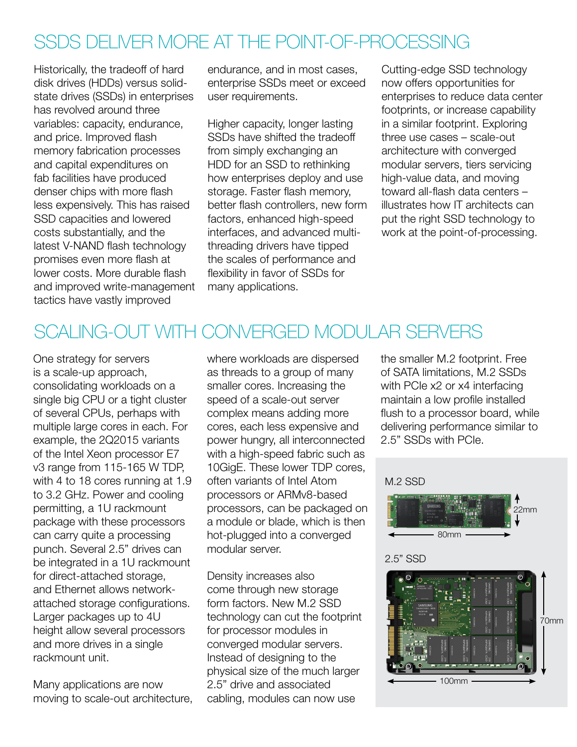# SSDS DELIVER MORE AT THE POINT-OF-PROCESSING

Historically, the tradeoff of hard disk drives (HDDs) versus solid-state drives (SSDs) in enterprises has revolved around three variables: capacity, endurance, and price. Improved flash memory fabrication processes and capital expenditures on fab facilities have produced denser chips with more flash less expensively. This has raised SSD capacities and lowered costs substantially, and the latest V-NAND flash technology promises even more flash at lower costs. More durable flash and improved write-management tactics have vastly improved endurance, and in most cases, enterprise SSDs meet or exceed user requirements.

Higher capacity, longer lasting SSDs have shifted the tradeoff from simply exchanging an HDD for an SSD to rethinking how enterprises deploy and use storage. Faster flash memory, better flash controllers, new form factors, enhanced high-speed interfaces, and advanced multi-threading drivers have tipped the scales of performance and flexibility in favor of SSDs for many applications.

Cutting-edge SSD technology now offers opportunities for enterprises to reduce data center footprints, or increase capability in a similar footprint. Exploring three use cases – scale-out architecture with converged modular servers, tiers servicing high-value data, and moving toward all-flash data centers – illustrates how IT architects can put the right SSD technology to work at the point-of-processing.

# SCALING-OUT WITH CONVERGED MODULAR SERVERS

One strategy for servers is a scale-up approach, consolidating workloads on a single big CPU or a tight cluster of several CPUs, perhaps with multiple large cores in each. For example, the 2Q2015 variants of the Intel Xeon processor E7 v3 range from 115-165 W TDP, with 4 to 18 cores running at 1.9 to 3.2 GHz. Power and cooling permitting, a 1U rackmount package with these processors can carry quite a processing punch. Several 2.5" drives can be integrated in a 1U rackmount for direct-attached storage, and Ethernet allows network-attached storage configurations. Larger packages up to 4U height allow several processors and more drives in a single rackmount unit.

Many applications are now moving to scale-out architecture, where workloads are dispersed as threads to a group of many smaller cores. Increasing the speed of a scale-out server complex means adding more cores, each less expensive and power hungry, all interconnected with a high-speed fabric such as 10GigE. These lower TDP cores, often variants of Intel Atom processors or ARMv8-based processors, can be packaged on a module or blade, which is then hot-plugged into a converged modular server.

Density increases also come through new storage form factors. New M.2 SSD technology can cut the footprint for processor modules in converged modular servers. Instead of designing to the physical size of the much larger 2.5" drive and associated cabling, modules can now use the smaller M.2 footprint. Free of SATA limitations, M.2 SSDs with PCIe x2 or x4 interfacing maintain a low profile installed flush to a processor board, while delivering performance similar to 2.5" SSDs with PCIe.

M.2 SSD

22mm

80mm

2.5" SSD

70mm

100mm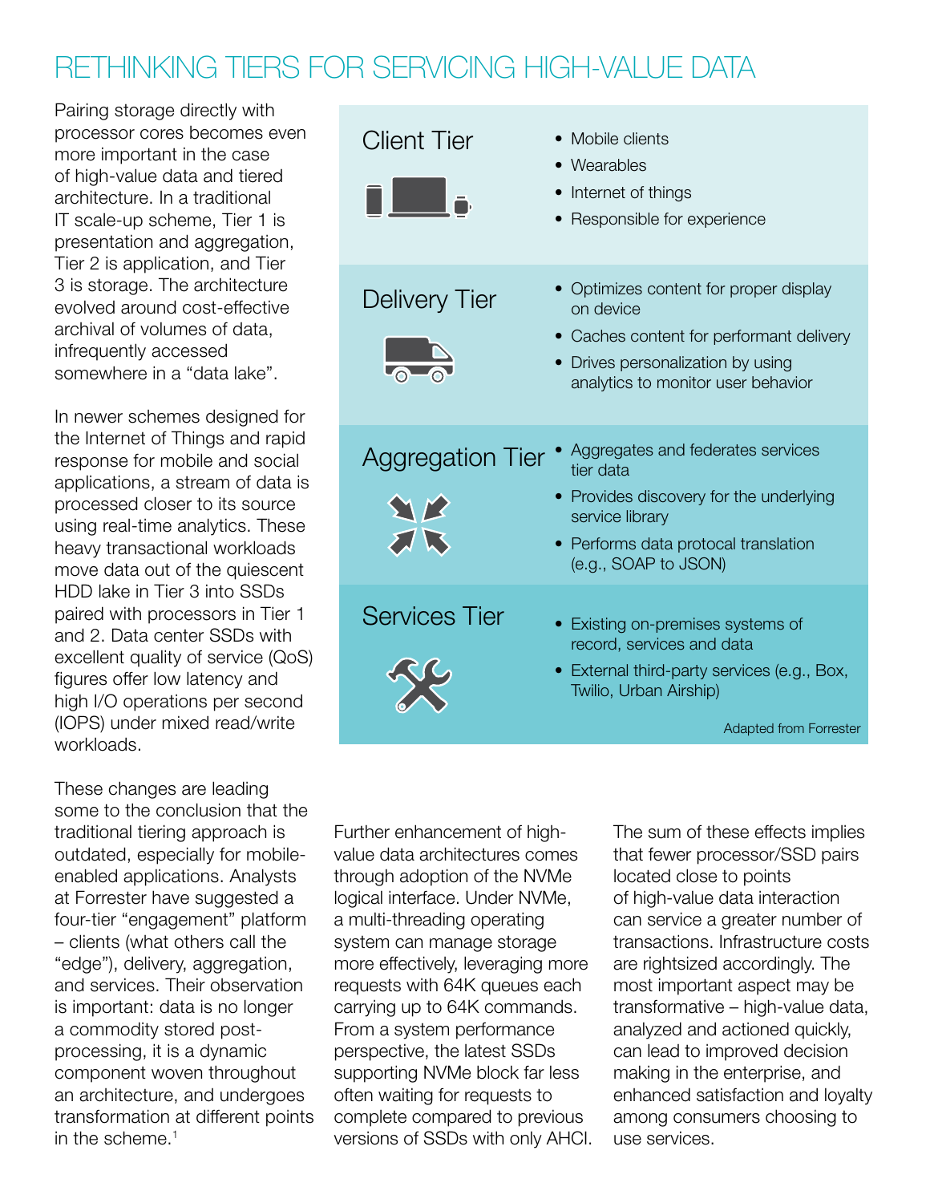# RETHINKING TIERS FOR SERVICING HIGH-VALUE DATA

Pairing storage directly with processor cores becomes even more important in the case of high-value data and tiered architecture. In a traditional IT scale-up scheme, Tier 1 is presentation and aggregation, Tier 2 is application, and Tier 3 is storage. The architecture evolved around cost-effective archival of volumes of data, infrequently accessed somewhere in a "data lake".

In newer schemes designed for the Internet of Things and rapid response for mobile and social applications, a stream of data is processed closer to its source using real-time analytics. These heavy transactional workloads move data out of the quiescent HDD lake in Tier 3 into SSDs paired with processors in Tier 1 and 2. Data center SSDs with excellent quality of service (QoS) figures offer low latency and high I/O operations per second (IOPS) under mixed read/write workloads.

**Client Tier**

- Mobile clients
- Wearables
- Internet of things
- Responsible for experience

**Delivery Tier**

- Optimizes content for proper display on device
- Caches content for performant delivery
- Drives personalization by using analytics to monitor user behavior

**Aggregation Tier**

- Aggregates and federates services tier data
- Provides discovery for the underlying service library
- Performs data protocal translation (e.g., SOAP to JSON)

**Services Tier**

- Existing on-premises systems of record, services and data
- External third-party services (e.g., Box, Twilio, Urban Airship)

Adapted from Forrester

These changes are leading some to the conclusion that the traditional tiering approach is outdated, especially for mobile-enabled applications. Analysts at Forrester have suggested a four-tier "engagement" platform – clients (what others call the "edge"), delivery, aggregation, and services. Their observation is important: data is no longer a commodity stored post-processing, it is a dynamic component woven throughout an architecture, and undergoes transformation at different points in the scheme.[1]

Further enhancement of high-value data architectures comes through adoption of the NVMe logical interface. Under NVMe, a multi-threading operating system can manage storage more effectively, leveraging more requests with 64K queues each carrying up to 64K commands. From a system performance perspective, the latest SSDs supporting NVMe block far less often waiting for requests to complete compared to previous versions of SSDs with only AHCI.

The sum of these effects implies that fewer processor/SSD pairs located close to points of high-value data interaction can service a greater number of transactions. Infrastructure costs are rightsized accordingly. The most important aspect may be transformative – high-value data, analyzed and actioned quickly, can lead to improved decision making in the enterprise, and enhanced satisfaction and loyalty among consumers choosing to use services.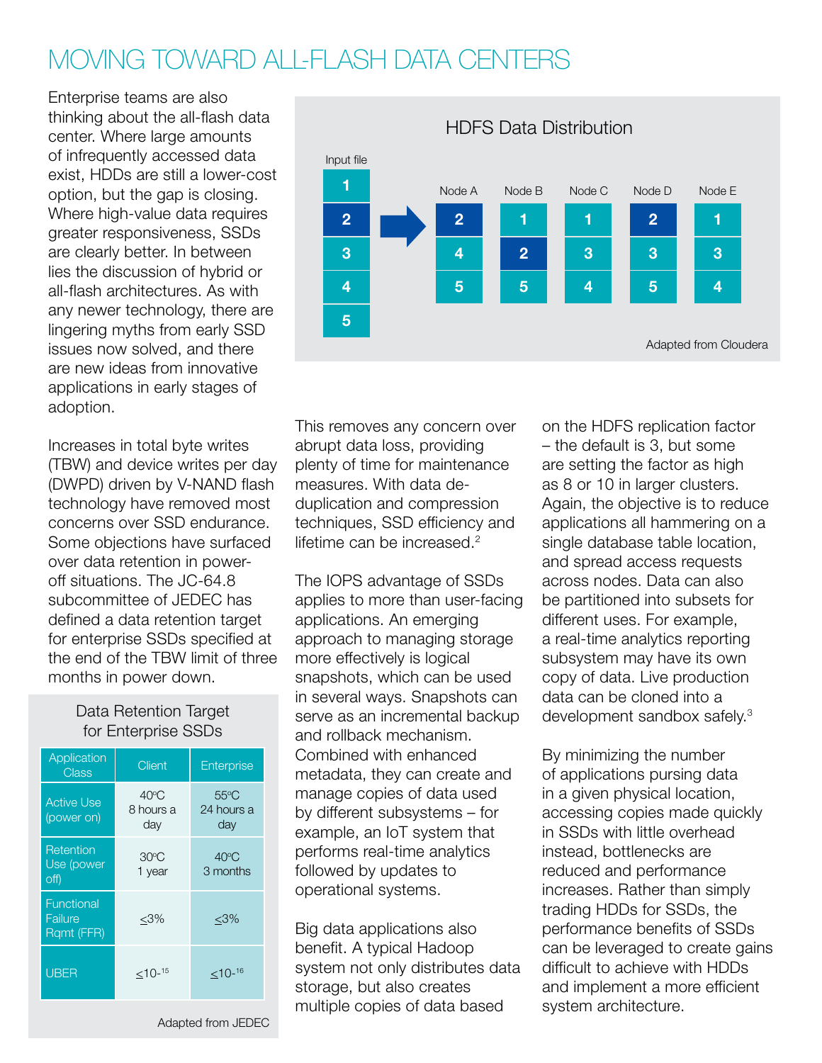# MOVING TOWARD ALL-FLASH DATA CENTERS

Enterprise teams are also thinking about the all-flash data center. Where large amounts of infrequently accessed data exist, HDDs are still a lower-cost option, but the gap is closing. Where high-value data requires greater responsiveness, SSDs are clearly better. In between lies the discussion of hybrid or all-flash architectures. As with any newer technology, there are lingering myths from early SSD issues now solved, and there are new ideas from innovative applications in early stages of adoption.

Increases in total byte writes (TBW) and device writes per day (DWPD) driven by V-NAND flash technology have removed most concerns over SSD endurance. Some objections have surfaced over data retention in power-off situations. The JC-64.8 subcommittee of JEDEC has defined a data retention target for enterprise SSDs specified at the end of the TBW limit of three months in power down.

Data Retention Target for Enterprise SSDs

| Application Class | Client | Enterprise |
|---|---|---|
| Active Use (power on) | 40°C 8 hours a day | 55°C 24 hours a day |
| Retention Use (power off) | 30°C 1 year | 40°C 3 months |
| Functional Failure Rqmt (FFR) | ≤3% | ≤3% |
| UBER | $\leq 10^{-15}$ | $\leq 10^{-16}$ |

Adapted from JEDEC

HDFS Data Distribution

Input file

1
2
3
4
5

Node A
2
4
5

Node B
1
2
5

Node C
1
3
4

Node D
2
3
5

Node E
1
3
4

Adapted from Cloudera

This removes any concern over abrupt data loss, providing plenty of time for maintenance measures. With data de-duplication and compression techniques, SSD efficiency and lifetime can be increased.[2]

The IOPS advantage of SSDs applies to more than user-facing applications. An emerging approach to managing storage more effectively is logical snapshots, which can be used in several ways. Snapshots can serve as an incremental backup and rollback mechanism. Combined with enhanced metadata, they can create and manage copies of data used by different subsystems – for example, an IoT system that performs real-time analytics followed by updates to operational systems.

Big data applications also benefit. A typical Hadoop system not only distributes data storage, but also creates multiple copies of data based on the HDFS replication factor – the default is 3, but some are setting the factor as high as 8 or 10 in larger clusters. Again, the objective is to reduce applications all hammering on a single database table location, and spread access requests across nodes. Data can also be partitioned into subsets for different uses. For example, a real-time analytics reporting subsystem may have its own copy of data. Live production data can be cloned into a development sandbox safely.[3]

By minimizing the number of applications pursing data in a given physical location, accessing copies made quickly in SSDs with little overhead instead, bottlenecks are reduced and performance increases. Rather than simply trading HDDs for SSDs, the performance benefits of SSDs can be leveraged to create gains difficult to achieve with HDDs and implement a more efficient system architecture.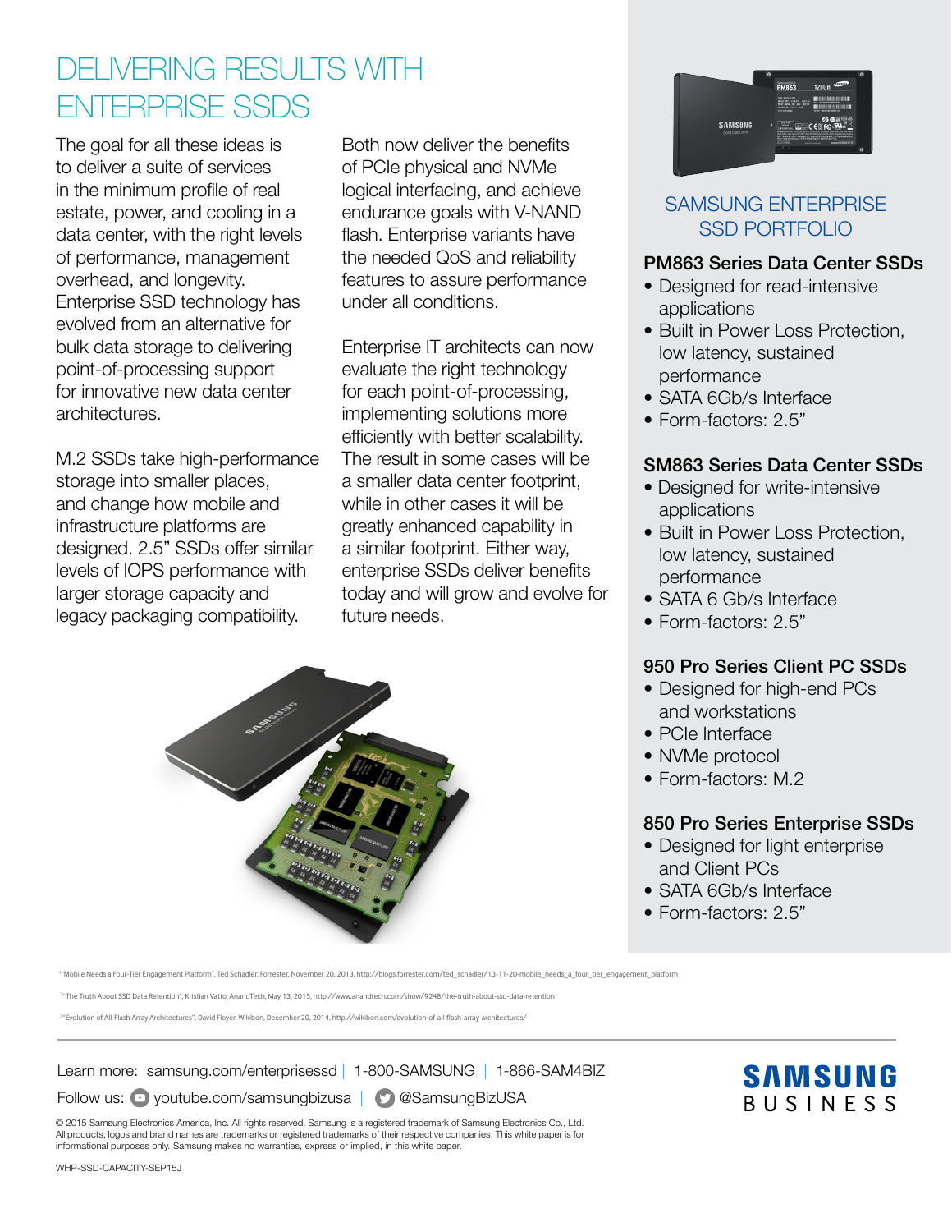# DELIVERING RESULTS WITH ENTERPRISE SSDS

The goal for all these ideas is to deliver a suite of services in the minimum profile of real estate, power, and cooling in a data center, with the right levels of performance, management overhead, and longevity. Enterprise SSD technology has evolved from an alternative for bulk data storage to delivering point-of-processing support for innovative new data center architectures.

M.2 SSDs take high-performance storage into smaller places, and change how mobile and infrastructure platforms are designed. 2.5" SSDs offer similar levels of IOPS performance with larger storage capacity and legacy packaging compatibility.

Both now deliver the benefits of PCIe physical and NVMe logical interfacing, and achieve endurance goals with V-NAND flash. Enterprise variants have the needed QoS and reliability features to assure performance under all conditions.

Enterprise IT architects can now evaluate the right technology for each point-of-processing, implementing solutions more efficiently with better scalability. The result in some cases will be a smaller data center footprint, while in other cases it will be greatly enhanced capability in a similar footprint. Either way, enterprise SSDs deliver benefits today and will grow and evolve for future needs.

## SAMSUNG ENTERPRISE SSD PORTFOLIO

### PM863 Series Data Center SSDs

- Designed for read-intensive applications
- Built in Power Loss Protection, low latency, sustained performance
- SATA 6Gb/s Interface
- Form-factors: 2.5"

### SM863 Series Data Center SSDs

- Designed for write-intensive applications
- Built in Power Loss Protection, low latency, sustained performance
- SATA 6 Gb/s Interface
- Form-factors: 2.5"

### 950 Pro Series Client PC SSDs

- Designed for high-end PCs and workstations
- PCIe Interface
- NVMe protocol
- Form-factors: M.2

### 850 Pro Series Enterprise SSDs

- Designed for light enterprise and Client PCs
- SATA 6Gb/s Interface
- Form-factors: 2.5"

[1] "Mobile Needs a Four-Tier Engagement Platform", Ted Schadler, Forrester, November 20, 2013, http://blogs.forrester.com/ted_schadler/13-11-20-mobile_needs_a_four_tier_engagement_platform

[2] "The Truth About SSD Data Retention", Kristian Vatto, AnandTech, May 13, 2015, http://www.anandtech.com/show/9248/the-truth-about-ssd-data-retention

[3] "Evolution of All-Flash Array Architectures", David Floyer, Wikibon, December 20, 2014, http://wikibon.com/evolution-of-all-flash-array-architectures/

Learn more: samsung.com/enterprisessd | 1-800-SAMSUNG | 1-866-SAM4BIZ

Follow us: youtube.com/samsungbizusa | @SamsungBizUSA

SAMSUNG BUSINESS

© 2015 Samsung Electronics America, Inc. All rights reserved. Samsung is a registered trademark of Samsung Electronics Co., Ltd. All products, logos and brand names are trademarks or registered trademarks of their respective companies. This white paper is for informational purposes only. Samsung makes no warranties, express or implied, in this white paper.

WHP-SSD-CAPACITY-SEP15J